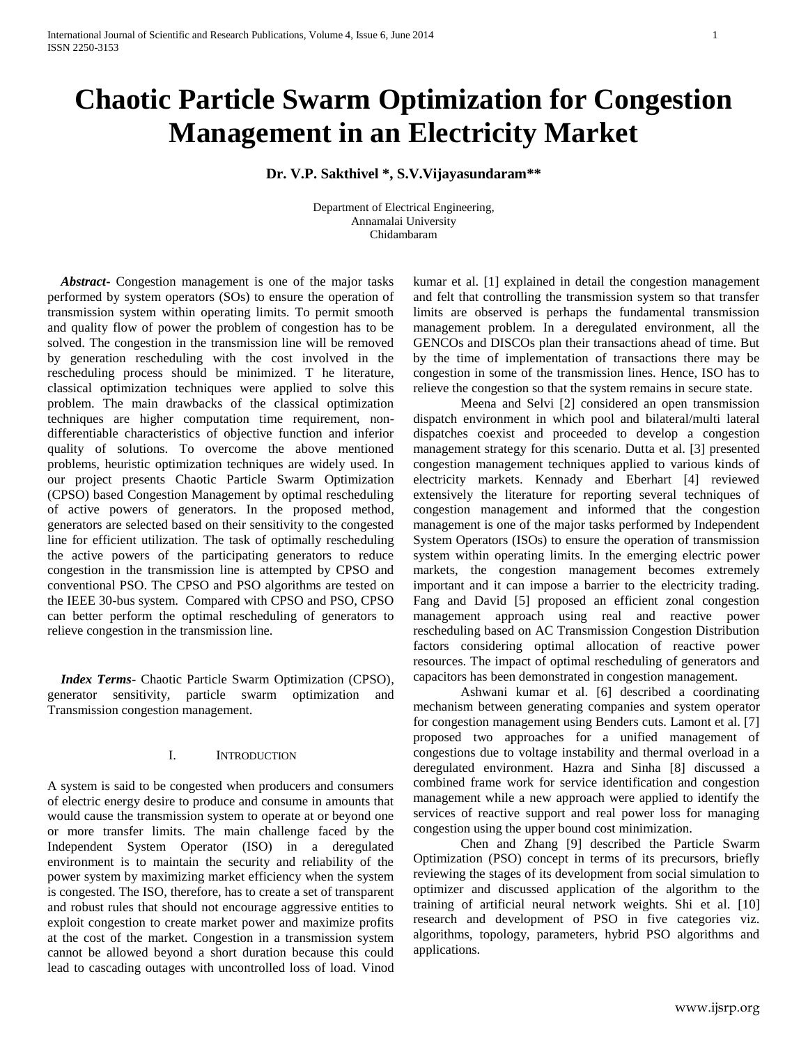# Chaotic Particle Swarm Optimization for Congestion Management in an Electricity Market

**Dr. V.P. Sakthivel \*, S.V.Vijayasundaram\*\***

Department of Electrical Engineering,
Annamalai University
Chidambaram

***Abstract-*** Congestion management is one of the major tasks performed by system operators (SOs) to ensure the operation of transmission system within operating limits. To permit smooth and quality flow of power the problem of congestion has to be solved. The congestion in the transmission line will be removed by generation rescheduling with the cost involved in the rescheduling process should be minimized. T he literature, classical optimization techniques were applied to solve this problem. The main drawbacks of the classical optimization techniques are higher computation time requirement, non-differentiable characteristics of objective function and inferior quality of solutions. To overcome the above mentioned problems, heuristic optimization techniques are widely used. In our project presents Chaotic Particle Swarm Optimization (CPSO) based Congestion Management by optimal rescheduling of active powers of generators. In the proposed method, generators are selected based on their sensitivity to the congested line for efficient utilization. The task of optimally rescheduling the active powers of the participating generators to reduce congestion in the transmission line is attempted by CPSO and conventional PSO. The CPSO and PSO algorithms are tested on the IEEE 30-bus system. Compared with CPSO and PSO, CPSO can better perform the optimal rescheduling of generators to relieve congestion in the transmission line.

***Index Terms*****-** Chaotic Particle Swarm Optimization (CPSO), generator sensitivity, particle swarm optimization and Transmission congestion management.

## I. Introduction

A system is said to be congested when producers and consumers of electric energy desire to produce and consume in amounts that would cause the transmission system to operate at or beyond one or more transfer limits. The main challenge faced by the Independent System Operator (ISO) in a deregulated environment is to maintain the security and reliability of the power system by maximizing market efficiency when the system is congested. The ISO, therefore, has to create a set of transparent and robust rules that should not encourage aggressive entities to exploit congestion to create market power and maximize profits at the cost of the market. Congestion in a transmission system cannot be allowed beyond a short duration because this could lead to cascading outages with uncontrolled loss of load. Vinod kumar et al. [1] explained in detail the congestion management and felt that controlling the transmission system so that transfer limits are observed is perhaps the fundamental transmission management problem. In a deregulated environment, all the GENCOs and DISCOs plan their transactions ahead of time. But by the time of implementation of transactions there may be congestion in some of the transmission lines. Hence, ISO has to relieve the congestion so that the system remains in secure state.

Meena and Selvi [2] considered an open transmission dispatch environment in which pool and bilateral/multi lateral dispatches coexist and proceeded to develop a congestion management strategy for this scenario. Dutta et al. [3] presented congestion management techniques applied to various kinds of electricity markets. Kennady and Eberhart [4] reviewed extensively the literature for reporting several techniques of congestion management and informed that the congestion management is one of the major tasks performed by Independent System Operators (ISOs) to ensure the operation of transmission system within operating limits. In the emerging electric power markets, the congestion management becomes extremely important and it can impose a barrier to the electricity trading. Fang and David [5] proposed an efficient zonal congestion management approach using real and reactive power rescheduling based on AC Transmission Congestion Distribution factors considering optimal allocation of reactive power resources. The impact of optimal rescheduling of generators and capacitors has been demonstrated in congestion management.

Ashwani kumar et al. [6] described a coordinating mechanism between generating companies and system operator for congestion management using Benders cuts. Lamont et al. [7] proposed two approaches for a unified management of congestions due to voltage instability and thermal overload in a deregulated environment. Hazra and Sinha [8] discussed a combined frame work for service identification and congestion management while a new approach were applied to identify the services of reactive support and real power loss for managing congestion using the upper bound cost minimization.

Chen and Zhang [9] described the Particle Swarm Optimization (PSO) concept in terms of its precursors, briefly reviewing the stages of its development from social simulation to optimizer and discussed application of the algorithm to the training of artificial neural network weights. Shi et al. [10] research and development of PSO in five categories viz. algorithms, topology, parameters, hybrid PSO algorithms and applications.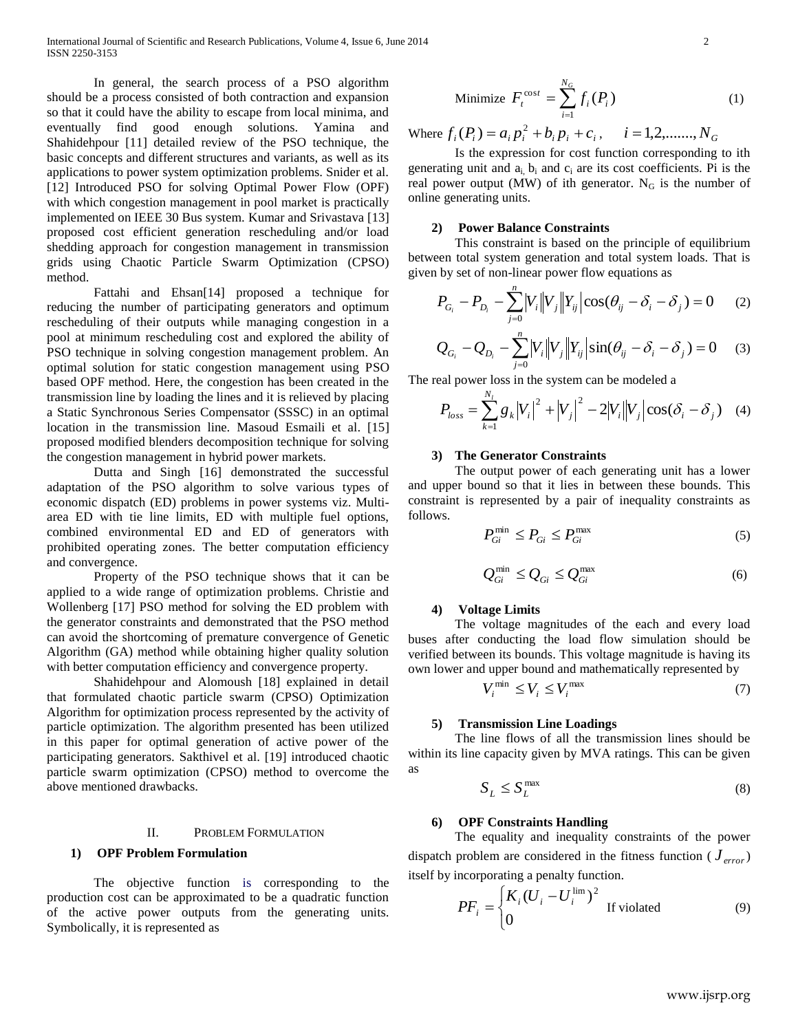In general, the search process of a PSO algorithm should be a process consisted of both contraction and expansion so that it could have the ability to escape from local minima, and eventually find good enough solutions. Yamina and Shahidehpour [11] detailed review of the PSO technique, the basic concepts and different structures and variants, as well as its applications to power system optimization problems. Snider et al. [12] Introduced PSO for solving Optimal Power Flow (OPF) with which congestion management in pool market is practically implemented on IEEE 30 Bus system. Kumar and Srivastava [13] proposed cost efficient generation rescheduling and/or load shedding approach for congestion management in transmission grids using Chaotic Particle Swarm Optimization (CPSO) method.

Fattahi and Ehsan[14] proposed a technique for reducing the number of participating generators and optimum rescheduling of their outputs while managing congestion in a pool at minimum rescheduling cost and explored the ability of PSO technique in solving congestion management problem. An optimal solution for static congestion management using PSO based OPF method. Here, the congestion has been created in the transmission line by loading the lines and it is relieved by placing a Static Synchronous Series Compensator (SSSC) in an optimal location in the transmission line. Masoud Esmaili et al. [15] proposed modified blenders decomposition technique for solving the congestion management in hybrid power markets.

Dutta and Singh [16] demonstrated the successful adaptation of the PSO algorithm to solve various types of economic dispatch (ED) problems in power systems viz. Multi-area ED with tie line limits, ED with multiple fuel options, combined environmental ED and ED of generators with prohibited operating zones. The better computation efficiency and convergence.

Property of the PSO technique shows that it can be applied to a wide range of optimization problems. Christie and Wollenberg [17] PSO method for solving the ED problem with the generator constraints and demonstrated that the PSO method can avoid the shortcoming of premature convergence of Genetic Algorithm (GA) method while obtaining higher quality solution with better computation efficiency and convergence property.

Shahidehpour and Alomoush [18] explained in detail that formulated chaotic particle swarm (CPSO) Optimization Algorithm for optimization process represented by the activity of particle optimization. The algorithm presented has been utilized in this paper for optimal generation of active power of the participating generators. Sakthivel et al. [19] introduced chaotic particle swarm optimization (CPSO) method to overcome the above mentioned drawbacks.

## II. Problem Formulation

### 1) OPF Problem Formulation

The objective function is corresponding to the production cost can be approximated to be a quadratic function of the active power outputs from the generating units. Symbolically, it is represented as

$$\text{Minimize } F_t^{\cos t} = \sum_{i=1}^{N_G} f_i(P_i) \tag{1}$$

Where $f_i(P_i) = a_i p_i^2 + b_i p_i + c_i, \quad i = 1,2,......., N_G$

Is the expression for cost function corresponding to ith generating unit and $a_i$, $b_i$ and $c_i$ are its cost coefficients. Pi is the real power output (MW) of ith generator. $N_G$ is the number of online generating units.

### 2) Power Balance Constraints

This constraint is based on the principle of equilibrium between total system generation and total system loads. That is given by set of non-linear power flow equations as

$$P_{G_i} - P_{D_i} - \sum_{j=0}^{n} |V_i||V_j||Y_{ij}|\cos(\theta_{ij} - \delta_i - \delta_j) = 0 \tag{2}$$

$$Q_{G_i} - Q_{D_i} - \sum_{j=0}^{n} |V_i||V_j||Y_{ij}|\sin(\theta_{ij} - \delta_i - \delta_j) = 0 \tag{3}$$

The real power loss in the system can be modeled a

$$P_{loss} = \sum_{k=1}^{N_l} g_k |V_i|^2 + |V_j|^2 - 2|V_i||V_j|\cos(\delta_i - \delta_j) \tag{4}$$

### 3) The Generator Constraints

The output power of each generating unit has a lower and upper bound so that it lies in between these bounds. This constraint is represented by a pair of inequality constraints as follows.

$$P_{Gi}^{\min} \le P_{Gi} \le P_{Gi}^{\max} \tag{5}$$

$$Q_{Gi}^{\min} \le Q_{Gi} \le Q_{Gi}^{\max} \tag{6}$$

### 4) Voltage Limits

The voltage magnitudes of the each and every load buses after conducting the load flow simulation should be verified between its bounds. This voltage magnitude is having its own lower and upper bound and mathematically represented by

$$V_i^{\min} \le V_i \le V_i^{\max} \tag{7}$$

### 5) Transmission Line Loadings

The line flows of all the transmission lines should be within its line capacity given by MVA ratings. This can be given as

$$S_L \le S_L^{\max} \tag{8}$$

### 6) OPF Constraints Handling

The equality and inequality constraints of the power dispatch problem are considered in the fitness function ($J_{error}$) itself by incorporating a penalty function.

$$PF_i = \begin{cases} K_i (U_i - U_i^{\lim})^2 & \text{If violated} \\ 0 & \end{cases} \tag{9}$$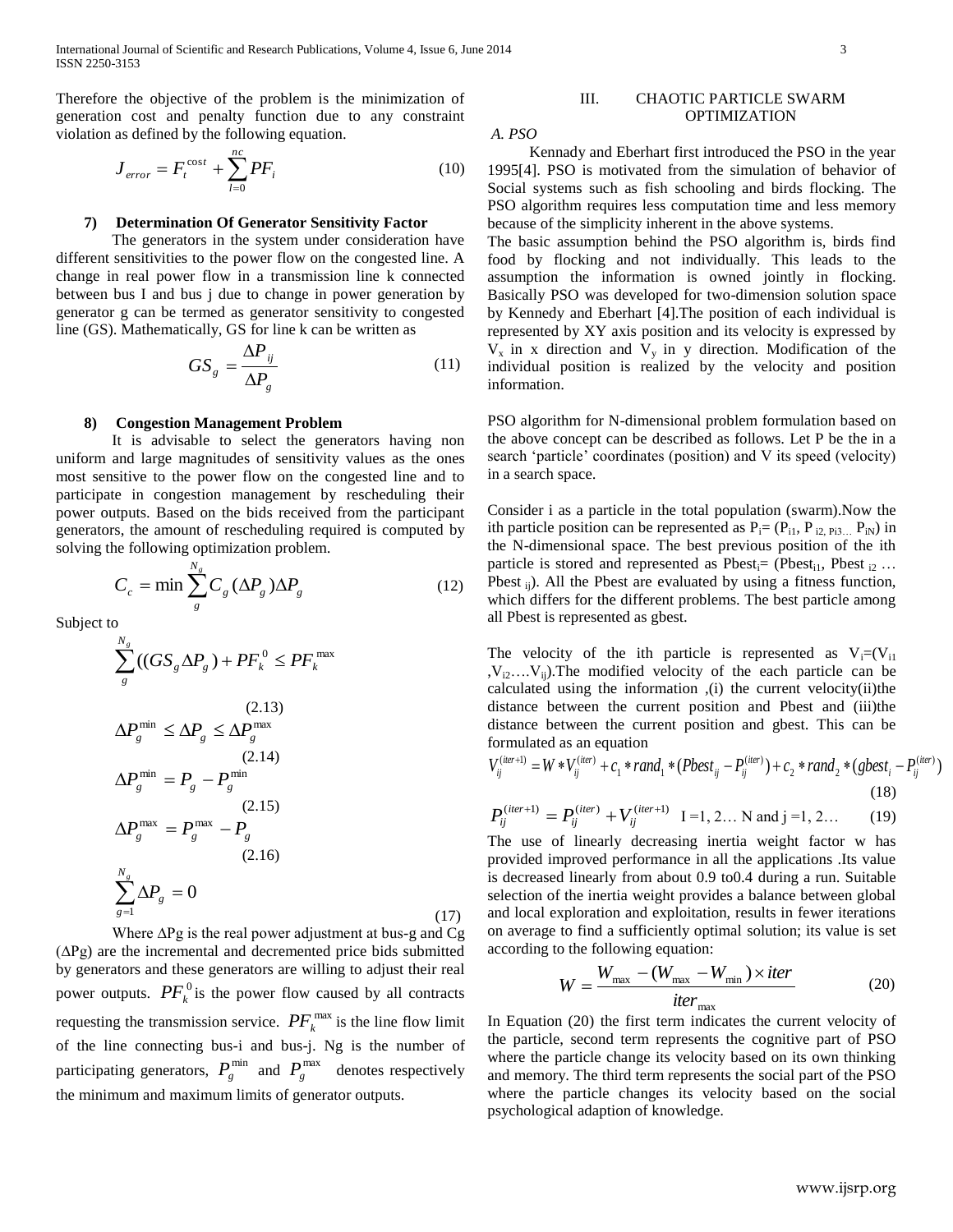Therefore the objective of the problem is the minimization of generation cost and penalty function due to any constraint violation as defined by the following equation.

$$J_{error} = F_t^{\cos t} + \sum_{l=0}^{nc} PF_i \tag{10}$$

#### 7) Determination Of Generator Sensitivity Factor

The generators in the system under consideration have different sensitivities to the power flow on the congested line. A change in real power flow in a transmission line k connected between bus I and bus j due to change in power generation by generator g can be termed as generator sensitivity to congested line (GS). Mathematically, GS for line k can be written as

$$GS_g = \frac{\Delta P_{ij}}{\Delta P_g} \tag{11}$$

#### 8) Congestion Management Problem

It is advisable to select the generators having non uniform and large magnitudes of sensitivity values as the ones most sensitive to the power flow on the congested line and to participate in congestion management by rescheduling their power outputs. Based on the bids received from the participant generators, the amount of rescheduling required is computed by solving the following optimization problem.

$$C_c = \min \sum_{g}^{N_g} C_g (\Delta P_g) \Delta P_g \tag{12}$$

Subject to

$$\sum_{g}^{N_g} ((GS_g \Delta P_g) + PF_k^0 \le PF_k^{\max} \tag{2.13}$$

$$\Delta P_g^{\min} \le \Delta P_g \le \Delta P_g^{\max} \tag{2.14}$$

$$\Delta P_g^{\min} = P_g - P_g^{\min} \tag{2.15}$$

$$\Delta P_g^{\max} = P_g^{\max} - P_g \tag{2.16}$$

$$\sum_{g=1}^{N_g} \Delta P_g = 0 \tag{17}$$

Where $\Delta Pg$ is the real power adjustment at bus-g and Cg ($\Delta Pg$) are the incremental and decremented price bids submitted by generators and these generators are willing to adjust their real power outputs. $PF_k^0$ is the power flow caused by all contracts requesting the transmission service. $PF_k^{\max}$ is the line flow limit of the line connecting bus-i and bus-j. Ng is the number of participating generators, $P_g^{\min}$ and $P_g^{\max}$ denotes respectively the minimum and maximum limits of generator outputs.

## III. CHAOTIC PARTICLE SWARM OPTIMIZATION

### *A. PSO*

Kennady and Eberhart first introduced the PSO in the year 1995[4]. PSO is motivated from the simulation of behavior of Social systems such as fish schooling and birds flocking. The PSO algorithm requires less computation time and less memory because of the simplicity inherent in the above systems.

The basic assumption behind the PSO algorithm is, birds find food by flocking and not individually. This leads to the assumption the information is owned jointly in flocking. Basically PSO was developed for two-dimension solution space by Kennedy and Eberhart [4].The position of each individual is represented by XY axis position and its velocity is expressed by $V_x$ in x direction and $V_y$ in y direction. Modification of the individual position is realized by the velocity and position information.

PSO algorithm for N-dimensional problem formulation based on the above concept can be described as follows. Let P be the in a search 'particle' coordinates (position) and V its speed (velocity) in a search space.

Consider i as a particle in the total population (swarm).Now the ith particle position can be represented as $P_i = (P_{i1}, P_{i2}, P_{i3 \dots} P_{iN})$ in the N-dimensional space. The best previous position of the ith particle is stored and represented as $Pbest_i = (Pbest_{i1}, Pbest_{i2} \dots Pbest_{ij})$. All the Pbest are evaluated by using a fitness function, which differs for the different problems. The best particle among all Pbest is represented as gbest.

The velocity of the ith particle is represented as $V_i = (V_{i1}, V_{i2} \dots V_{ij})$.The modified velocity of the each particle can be calculated using the information ,(i) the current velocity(ii)the distance between the current position and Pbest and (iii)the distance between the current position and gbest. This can be formulated as an equation

$$V_{ij}^{(iter+1)} = W * V_{ij}^{(iter)} + c_1 * rand_1 * (Pbest_{ij} - P_{ij}^{(iter)}) + c_2 * rand_2 * (gbest_i - P_{ij}^{(iter)}) \tag{18}$$

$$P_{ij}^{(iter+1)} = P_{ij}^{(iter)} + V_{ij}^{(iter+1)} \quad \text{I = 1, 2… N and j = 1, 2…} \tag{19}$$

The use of linearly decreasing inertia weight factor w has provided improved performance in all the applications .Its value is decreased linearly from about 0.9 to0.4 during a run. Suitable selection of the inertia weight provides a balance between global and local exploration and exploitation, results in fewer iterations on average to find a sufficiently optimal solution; its value is set according to the following equation:

$$W = \frac{W_{\max} - (W_{\max} - W_{\min}) \times iter}{iter_{\max}} \tag{20}$$

In Equation (20) the first term indicates the current velocity of the particle, second term represents the cognitive part of PSO where the particle change its velocity based on its own thinking and memory. The third term represents the social part of the PSO where the particle changes its velocity based on the social psychological adaption of knowledge.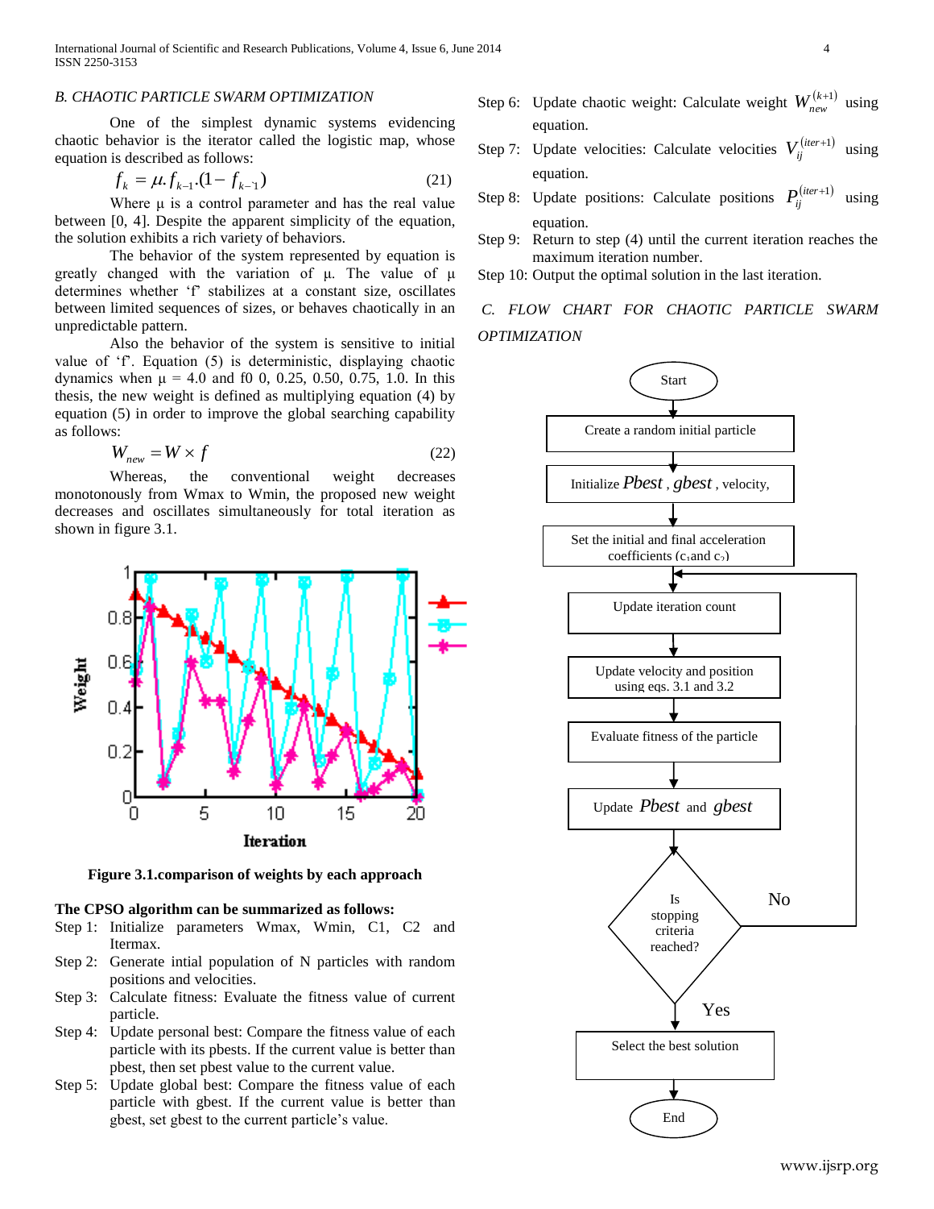*B. CHAOTIC PARTICLE SWARM OPTIMIZATION*

One of the simplest dynamic systems evidencing chaotic behavior is the iterator called the logistic map, whose equation is described as follows:

$$f_k = \mu . f_{k-1} .(1 - f_{k-1}) \qquad (21)$$

Where μ is a control parameter and has the real value between [0, 4]. Despite the apparent simplicity of the equation, the solution exhibits a rich variety of behaviors.

The behavior of the system represented by equation is greatly changed with the variation of μ. The value of μ determines whether 'f' stabilizes at a constant size, oscillates between limited sequences of sizes, or behaves chaotically in an unpredictable pattern.

Also the behavior of the system is sensitive to initial value of 'f'. Equation (5) is deterministic, displaying chaotic dynamics when μ = 4.0 and f0 0, 0.25, 0.50, 0.75, 1.0. In this thesis, the new weight is defined as multiplying equation (4) by equation (5) in order to improve the global searching capability as follows:

$$W_{new} = W \times f \qquad (22)$$

Whereas, the conventional weight decreases monotonously from Wmax to Wmin, the proposed new weight decreases and oscillates simultaneously for total iteration as shown in figure 3.1.

Weight
1
0.8
0.6
0.4
0.2
0
0
5
10
15
20
Iteration

**Figure 3.1.comparison of weights by each approach**

**The CPSO algorithm can be summarized as follows:**

Step 1: Initialize parameters Wmax, Wmin, C1, C2 and Itermax.

Step 2: Generate intial population of N particles with random positions and velocities.

Step 3: Calculate fitness: Evaluate the fitness value of current particle.

Step 4: Update personal best: Compare the fitness value of each particle with its pbests. If the current value is better than pbest, then set pbest value to the current value.

Step 5: Update global best: Compare the fitness value of each particle with gbest. If the current value is better than gbest, set gbest to the current particle's value.

Step 6: Update chaotic weight: Calculate weight $W_{new}^{(k+1)}$ using equation.

Step 7: Update velocities: Calculate velocities $V_{ij}^{(iter+1)}$ using equation.

Step 8: Update positions: Calculate positions $P_{ij}^{(iter+1)}$ using equation.

Step 9: Return to step (4) until the current iteration reaches the maximum iteration number.

Step 10: Output the optimal solution in the last iteration.

*C. FLOW CHART FOR CHAOTIC PARTICLE SWARM OPTIMIZATION*

Start
Create a random initial particle
Initialize *Pbest* , *gbest* , velocity,
Set the initial and final acceleration coefficients ($c_1$and $c_2$)
Update iteration count
Update velocity and position using eqs. 3.1 and 3.2
Evaluate fitness of the particle
Update *Pbest* and *gbest*
Is stopping criteria reached?
No
Yes
Select the best solution
End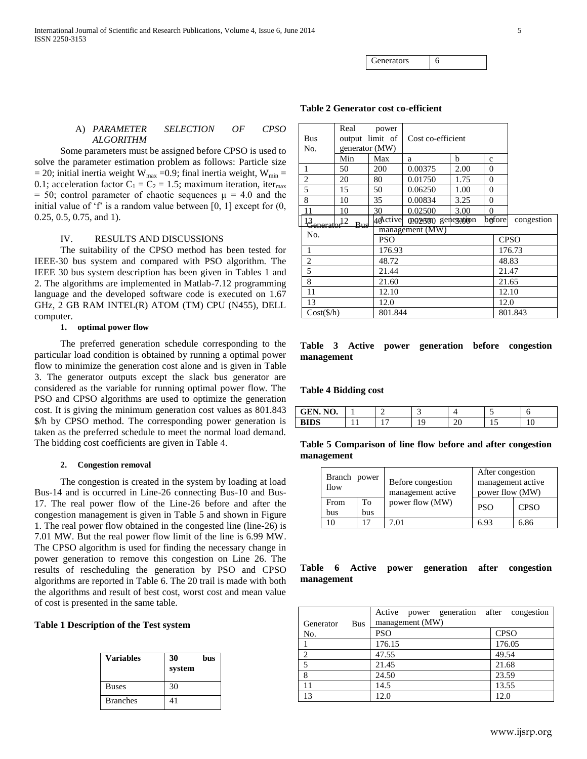| Generators | 6 |
|---|---|

### A) *PARAMETER SELECTION OF CPSO ALGORITHM*

Some parameters must be assigned before CPSO is used to solve the parameter estimation problem as follows: Particle size = 20; initial inertia weight $W_{max}$ =0.9; final inertia weight, $W_{min}$ = 0.1; acceleration factor $C_1 = C_2 = 1.5$; maximum iteration, $iter_{max}$ = 50; control parameter of chaotic sequences $\mu = 4.0$ and the initial value of 'f' is a random value between [0, 1] except for (0, 0.25, 0.5, 0.75, and 1).

## IV. RESULTS AND DISCUSSIONS

The suitability of the CPSO method has been tested for IEEE-30 bus system and compared with PSO algorithm. The IEEE 30 bus system description has been given in Tables 1 and 2. The algorithms are implemented in Matlab-7.12 programming language and the developed software code is executed on 1.67 GHz, 2 GB RAM INTEL(R) ATOM (TM) CPU (N455), DELL computer.

### 1. optimal power flow

The preferred generation schedule corresponding to the particular load condition is obtained by running a optimal power flow to minimize the generation cost alone and is given in Table 3. The generator outputs except the slack bus generator are considered as the variable for running optimal power flow. The PSO and CPSO algorithms are used to optimize the generation cost. It is giving the minimum generation cost values as 801.843 \$/h by CPSO method. The corresponding power generation is taken as the preferred schedule to meet the normal load demand. The bidding cost coefficients are given in Table 4.

### 2. Congestion removal

The congestion is created in the system by loading at load Bus-14 and is occurred in Line-26 connecting Bus-10 and Bus-17. The real power flow of the Line-26 before and after the congestion management is given in Table 5 and shown in Figure 1. The real power flow obtained in the congested line (line-26) is 7.01 MW. But the real power flow limit of the line is 6.99 MW. The CPSO algorithm is used for finding the necessary change in power generation to remove this congestion on Line 26. The results of rescheduling the generation by PSO and CPSO algorithms are reported in Table 6. The 20 trail is made with both the algorithms and result of best cost, worst cost and mean value of cost is presented in the same table.

**Table 1 Description of the Test system**

| **Variables** | **30 bus system** |
|---|---|
| Buses | 30 |
| Branches | 41 |

**Table 2 Generator cost co-efficient**

| Bus No. | Real power output limit of generator (MW) | | Cost co-efficient | | |
|---|---|---|---|---|---|
| | Min | Max | a | b | c |
| 1 | 50 | 200 | 0.00375 | 2.00 | 0 |
| 2 | 20 | 80 | 0.01750 | 1.75 | 0 |
| 5 | 15 | 50 | 0.06250 | 1.00 | 0 |
| 8 | 10 | 35 | 0.00834 | 3.25 | 0 |
| 11 | 10 | 30 | 0.02500 | 3.00 | 0 |
| 13 | 12 | 40 | 0.02500 | 3.00 | 0 |

| Generator Bus No. | Active power generation before congestion management (MW) | |
|---|---|---|
| | PSO | CPSO |
| 1 | 176.93 | 176.73 |
| 2 | 48.72 | 48.83 |
| 5 | 21.44 | 21.47 |
| 8 | 21.60 | 21.65 |
| 11 | 12.10 | 12.10 |
| 13 | 12.0 | 12.0 |
| Cost(\$/h) | 801.844 | 801.843 |

**Table 3 Active power generation before congestion management**

**Table 4 Bidding cost**

| **GEN. NO.** | 1 | 2 | 3 | 4 | 5 | 6 |
|---|---|---|---|---|---|---|
| **BIDS** | 11 | 17 | 19 | 20 | 15 | 10 |

**Table 5 Comparison of line flow before and after congestion management**

| Branch power flow | | Before congestion management active power flow (MW) | After congestion management active power flow (MW) | |
|---|---|---|---|---|
| From bus | To bus | | PSO | CPSO |
| 10 | 17 | 7.01 | 6.93 | 6.86 |

**Table 6 Active power generation after congestion management**

| Generator Bus No. | Active power generation after congestion management (MW) | |
|---|---|---|
| | PSO | CPSO |
| 1 | 176.15 | 176.05 |
| 2 | 47.55 | 49.54 |
| 5 | 21.45 | 21.68 |
| 8 | 24.50 | 23.59 |
| 11 | 14.5 | 13.55 |
| 13 | 12.0 | 12.0 |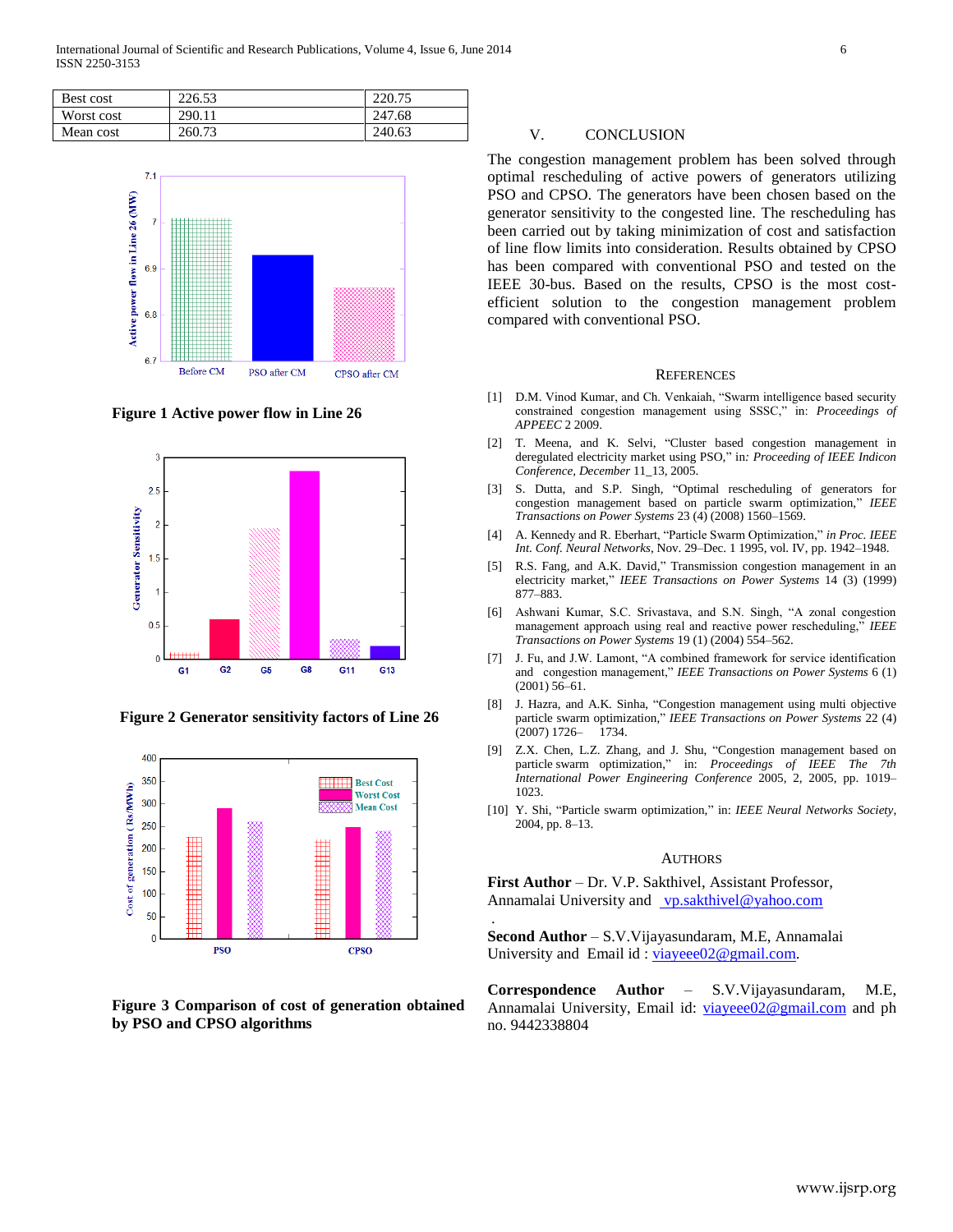| | | |
|---|---|---|
| Best cost | 226.53 | 220.75 |
| Worst cost | 290.11 | 247.68 |
| Mean cost | 260.73 | 240.63 |

Active power flow in Line 26 (MW)

7.1
7
6.9
6.8
6.7

Before CM
PSO after CM
CPSO after CM

**Figure 1 Active power flow in Line 26**

Generator Sensitivity

3
2.5
2
1.5
1
0.5
0

G1
G2
G5
G8
G11
G13

**Figure 2 Generator sensitivity factors of Line 26**

Cost of generation (Rs/MWh)

400
350
300
250
200
150
100
50
0

Best Cost
Worst Cost
Mean Cost

PSO
CPSO

**Figure 3 Comparison of cost of generation obtained by PSO and CPSO algorithms**

## V. CONCLUSION

The congestion management problem has been solved through optimal rescheduling of active powers of generators utilizing PSO and CPSO. The generators have been chosen based on the generator sensitivity to the congested line. The rescheduling has been carried out by taking minimization of cost and satisfaction of line flow limits into consideration. Results obtained by CPSO has been compared with conventional PSO and tested on the IEEE 30-bus. Based on the results, CPSO is the most cost-efficient solution to the congestion management problem compared with conventional PSO.

## REFERENCES

[1] D.M. Vinod Kumar, and Ch. Venkaiah, "Swarm intelligence based security constrained congestion management using SSSC," in: *Proceedings of APPEEC* 2 2009.

[2] T. Meena, and K. Selvi, "Cluster based congestion management in deregulated electricity market using PSO," in*: Proceeding of IEEE Indicon Conference, December* 11_13, 2005.

[3] S. Dutta, and S.P. Singh, "Optimal rescheduling of generators for congestion management based on particle swarm optimization," *IEEE Transactions on Power Systems* 23 (4) (2008) 1560–1569.

[4] A. Kennedy and R. Eberhart, "Particle Swarm Optimization," *in Proc. IEEE Int. Conf. Neural Networks*, Nov. 29–Dec. 1 1995, vol. IV, pp. 1942–1948.

[5] R.S. Fang, and A.K. David," Transmission congestion management in an electricity market," *IEEE Transactions on Power Systems* 14 (3) (1999) 877–883.

[6] Ashwani Kumar, S.C. Srivastava, and S.N. Singh, "A zonal congestion management approach using real and reactive power rescheduling," *IEEE Transactions on Power Systems* 19 (1) (2004) 554–562.

[7] J. Fu, and J.W. Lamont, "A combined framework for service identification and congestion management," *IEEE Transactions on Power Systems* 6 (1) (2001) 56–61.

[8] J. Hazra, and A.K. Sinha, "Congestion management using multi objective particle swarm optimization," *IEEE Transactions on Power Systems* 22 (4) (2007) 1726– 1734.

[9] Z.X. Chen, L.Z. Zhang, and J. Shu, "Congestion management based on particle swarm optimization," in: *Proceedings of IEEE The 7th International Power Engineering Conference* 2005, 2, 2005, pp. 1019–1023.

[10] Y. Shi, "Particle swarm optimization," in: *IEEE Neural Networks Society*, 2004, pp. 8–13.

## AUTHORS

**First Author** – Dr. V.P. Sakthivel, Assistant Professor, Annamalai University and vp.sakthivel@yahoo.com

**Second Author** – S.V.Vijayasundaram, M.E, Annamalai University and Email id : viayeee02@gmail.com.

**Correspondence Author** – S.V.Vijayasundaram, M.E, Annamalai University, Email id: viayeee02@gmail.com and ph no. 9442338804